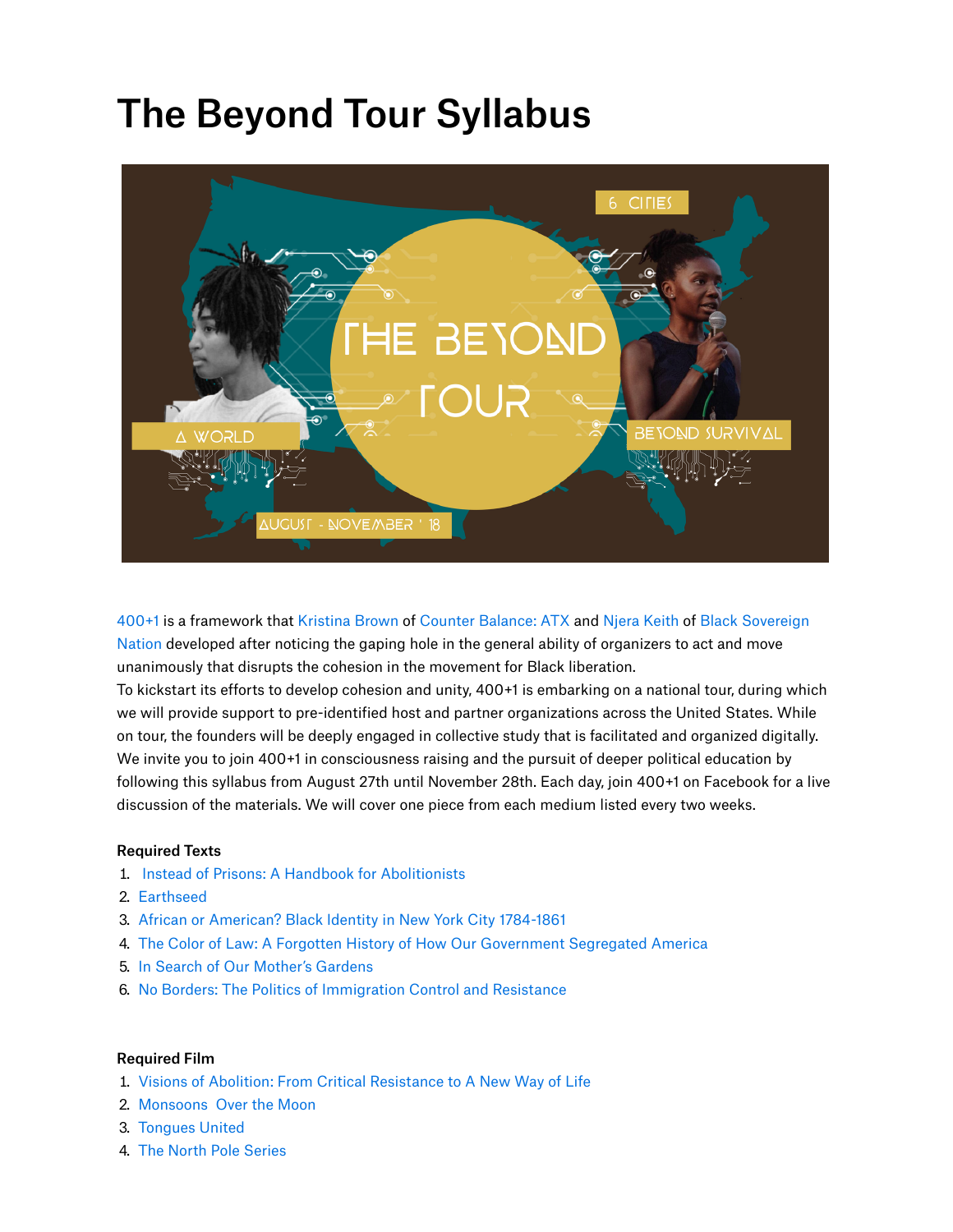# The Beyond Tour Syllabus

400+1 is a framework that Kristina Brown of Counter Balance: ATX and Njera Keith of Black Sovereign Nation developed after noticing the gaping hole in the general ability of organizers to act and move unanimously that disrupts the cohesion in the movement for Black liberation.
To kickstart its efforts to develop cohesion and unity, 400+1 is embarking on a national tour, during which we will provide support to pre-identified host and partner organizations across the United States. While on tour, the founders will be deeply engaged in collective study that is facilitated and organized digitally. We invite you to join 400+1 in consciousness raising and the pursuit of deeper political education by following this syllabus from August 27th until November 28th. Each day, join 400+1 on Facebook for a live discussion of the materials. We will cover one piece from each medium listed every two weeks.

**Required Texts**

1. Instead of Prisons: A Handbook for Abolitionists
2. Earthseed
3. African or American? Black Identity in New York City 1784-1861
4. The Color of Law: A Forgotten History of How Our Government Segregated America
5. In Search of Our Mother's Gardens
6. No Borders: The Politics of Immigration Control and Resistance

**Required Film**

1. Visions of Abolition: From Critical Resistance to A New Way of Life
2. Monsoons Over the Moon
3. Tongues United
4. The North Pole Series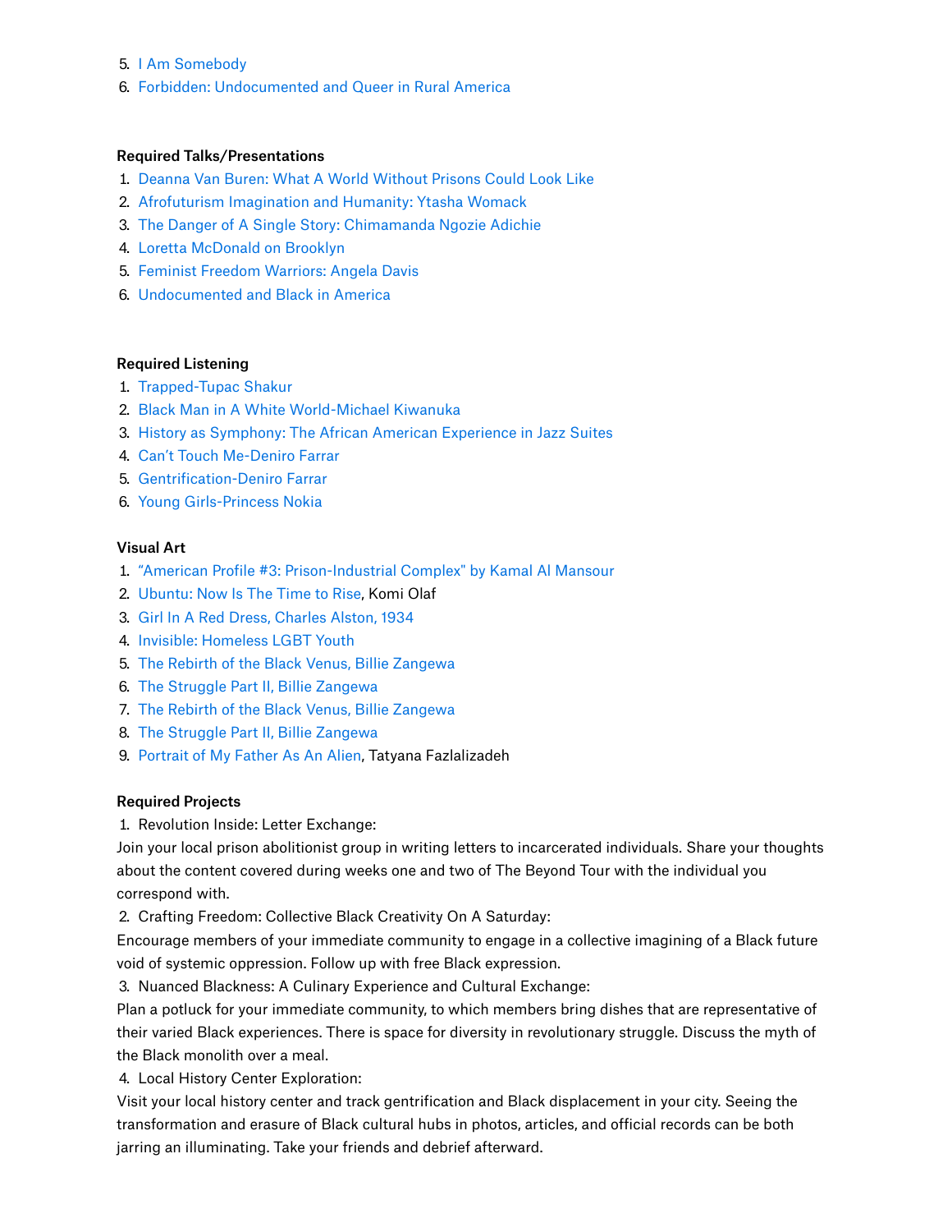5. I Am Somebody
6. Forbidden: Undocumented and Queer in Rural America

**Required Talks/Presentations**

1. Deanna Van Buren: What A World Without Prisons Could Look Like
2. Afrofuturism Imagination and Humanity: Ytasha Womack
3. The Danger of A Single Story: Chimamanda Ngozie Adichie
4. Loretta McDonald on Brooklyn
5. Feminist Freedom Warriors: Angela Davis
6. Undocumented and Black in America

**Required Listening**

1. Trapped-Tupac Shakur
2. Black Man in A White World-Michael Kiwanuka
3. History as Symphony: The African American Experience in Jazz Suites
4. Can't Touch Me-Deniro Farrar
5. Gentrification-Deniro Farrar
6. Young Girls-Princess Nokia

**Visual Art**

1. "American Profile #3: Prison-Industrial Complex" by Kamal Al Mansour
2. Ubuntu: Now Is The Time to Rise, Komi Olaf
3. Girl In A Red Dress, Charles Alston, 1934
4. Invisible: Homeless LGBT Youth
5. The Rebirth of the Black Venus, Billie Zangewa
6. The Struggle Part II, Billie Zangewa
7. The Rebirth of the Black Venus, Billie Zangewa
8. The Struggle Part II, Billie Zangewa
9. Portrait of My Father As An Alien, Tatyana Fazlalizadeh

**Required Projects**

1. Revolution Inside: Letter Exchange:

Join your local prison abolitionist group in writing letters to incarcerated individuals. Share your thoughts about the content covered during weeks one and two of The Beyond Tour with the individual you correspond with.

2. Crafting Freedom: Collective Black Creativity On A Saturday:

Encourage members of your immediate community to engage in a collective imagining of a Black future void of systemic oppression. Follow up with free Black expression.

3. Nuanced Blackness: A Culinary Experience and Cultural Exchange:

Plan a potluck for your immediate community, to which members bring dishes that are representative of their varied Black experiences. There is space for diversity in revolutionary struggle. Discuss the myth of the Black monolith over a meal.

4. Local History Center Exploration:

Visit your local history center and track gentrification and Black displacement in your city. Seeing the transformation and erasure of Black cultural hubs in photos, articles, and official records can be both jarring an illuminating. Take your friends and debrief afterward.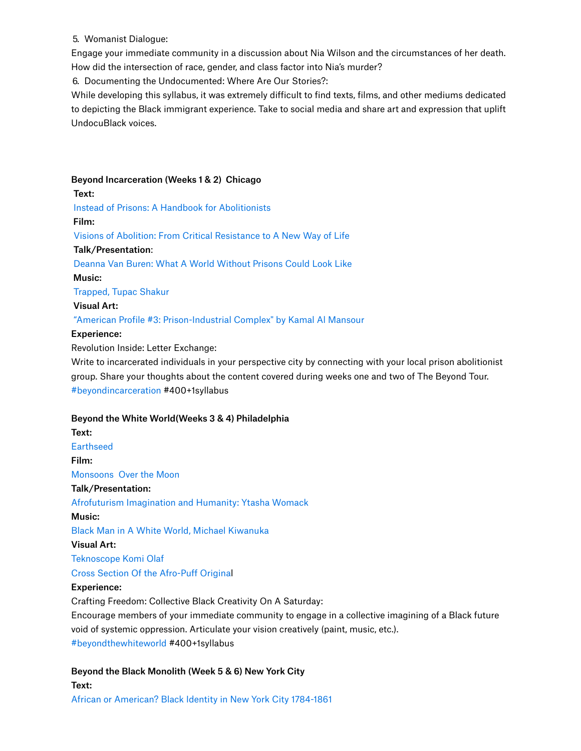5. Womanist Dialogue:

Engage your immediate community in a discussion about Nia Wilson and the circumstances of her death. How did the intersection of race, gender, and class factor into Nia's murder?

6. Documenting the Undocumented: Where Are Our Stories?:

While developing this syllabus, it was extremely difficult to find texts, films, and other mediums dedicated to depicting the Black immigrant experience. Take to social media and share art and expression that uplift UndocuBlack voices.

**Beyond Incarceration (Weeks 1 & 2) Chicago**

**Text:**

Instead of Prisons: A Handbook for Abolitionists

**Film:**

Visions of Abolition: From Critical Resistance to A New Way of Life

**Talk/Presentation**:

Deanna Van Buren: What A World Without Prisons Could Look Like

**Music:**

Trapped, Tupac Shakur

**Visual Art:**

"American Profile #3: Prison-Industrial Complex" by Kamal Al Mansour

**Experience:**

Revolution Inside: Letter Exchange:

Write to incarcerated individuals in your perspective city by connecting with your local prison abolitionist group. Share your thoughts about the content covered during weeks one and two of The Beyond Tour. #beyondincarceration #400+1syllabus

**Beyond the White World(Weeks 3 & 4) Philadelphia**

**Text:**

Earthseed

**Film:**

Monsoons Over the Moon

**Talk/Presentation:**

Afrofuturism Imagination and Humanity: Ytasha Womack

**Music:**

Black Man in A White World, Michael Kiwanuka

**Visual Art:**

Teknoscope Komi Olaf

Cross Section Of the Afro-Puff Original

**Experience:**

Crafting Freedom: Collective Black Creativity On A Saturday:

Encourage members of your immediate community to engage in a collective imagining of a Black future void of systemic oppression. Articulate your vision creatively (paint, music, etc.).

#beyondthewhiteworld #400+1syllabus

**Beyond the Black Monolith (Week 5 & 6) New York City**

**Text:**

African or American? Black Identity in New York City 1784-1861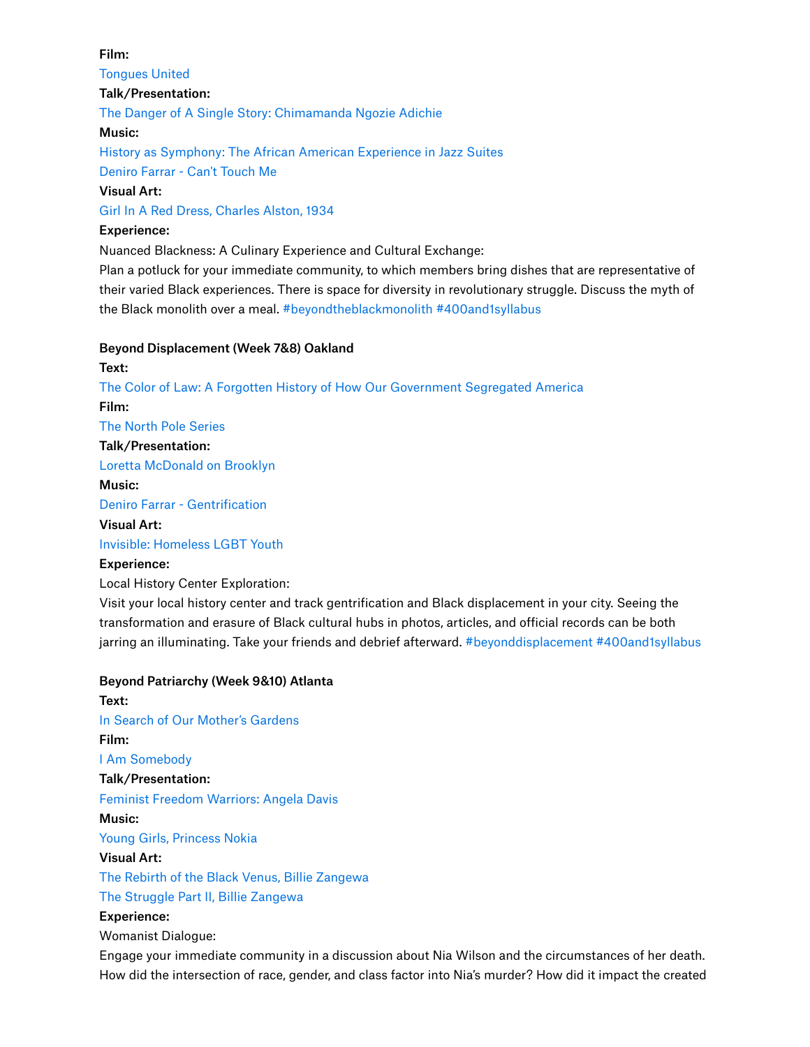**Film:**

Tongues United

**Talk/Presentation:**

The Danger of A Single Story: Chimamanda Ngozie Adichie

**Music:**

History as Symphony: The African American Experience in Jazz Suites

Deniro Farrar - Can't Touch Me

**Visual Art:**

Girl In A Red Dress, Charles Alston, 1934

**Experience:**

Nuanced Blackness: A Culinary Experience and Cultural Exchange:

Plan a potluck for your immediate community, to which members bring dishes that are representative of their varied Black experiences. There is space for diversity in revolutionary struggle. Discuss the myth of the Black monolith over a meal. #beyondtheblackmonolith #400and1syllabus

**Beyond Displacement (Week 7&8) Oakland**

**Text:**

The Color of Law: A Forgotten History of How Our Government Segregated America

**Film:**

The North Pole Series

**Talk/Presentation:**

Loretta McDonald on Brooklyn

**Music:**

Deniro Farrar - Gentrification

**Visual Art:**

Invisible: Homeless LGBT Youth

**Experience:**

Local History Center Exploration:

Visit your local history center and track gentrification and Black displacement in your city. Seeing the transformation and erasure of Black cultural hubs in photos, articles, and official records can be both jarring an illuminating. Take your friends and debrief afterward. #beyonddisplacement #400and1syllabus

**Beyond Patriarchy (Week 9&10) Atlanta**

**Text:**

In Search of Our Mother's Gardens

**Film:**

I Am Somebody

**Talk/Presentation:**

Feminist Freedom Warriors: Angela Davis

**Music:**

Young Girls, Princess Nokia

**Visual Art:**

The Rebirth of the Black Venus, Billie Zangewa

The Struggle Part II, Billie Zangewa

**Experience:**

Womanist Dialogue:

Engage your immediate community in a discussion about Nia Wilson and the circumstances of her death. How did the intersection of race, gender, and class factor into Nia's murder? How did it impact the created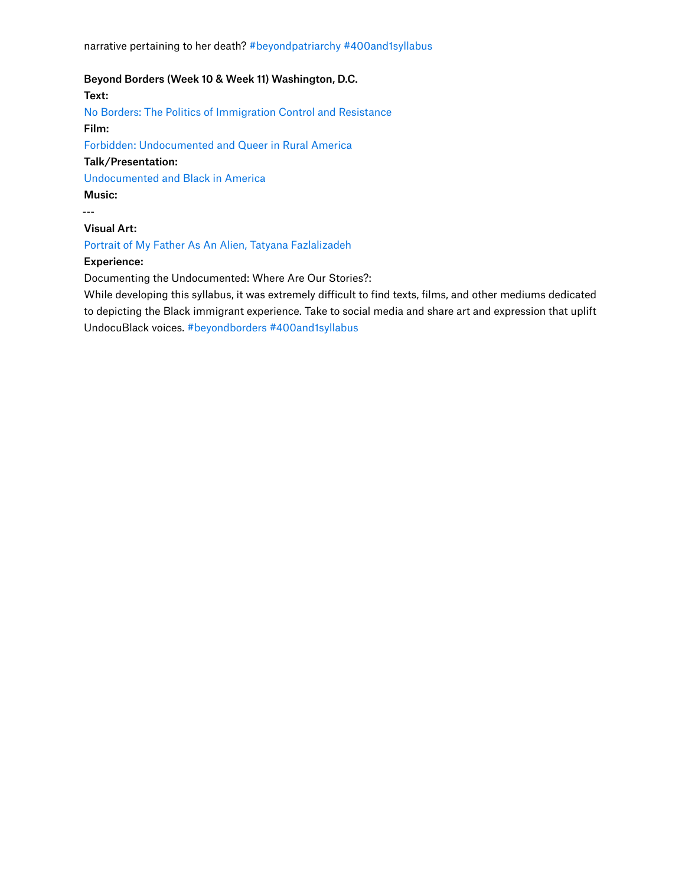narrative pertaining to her death? #beyondpatriarchy #400and1syllabus

**Beyond Borders (Week 10 & Week 11) Washington, D.C.**

**Text:**

No Borders: The Politics of Immigration Control and Resistance

**Film:**

Forbidden: Undocumented and Queer in Rural America

**Talk/Presentation:**

Undocumented and Black in America

**Music:**

---

**Visual Art:**

Portrait of My Father As An Alien, Tatyana Fazlalizadeh

**Experience:**

Documenting the Undocumented: Where Are Our Stories?:

While developing this syllabus, it was extremely difficult to find texts, films, and other mediums dedicated to depicting the Black immigrant experience. Take to social media and share art and expression that uplift UndocuBlack voices. #beyondborders #400and1syllabus